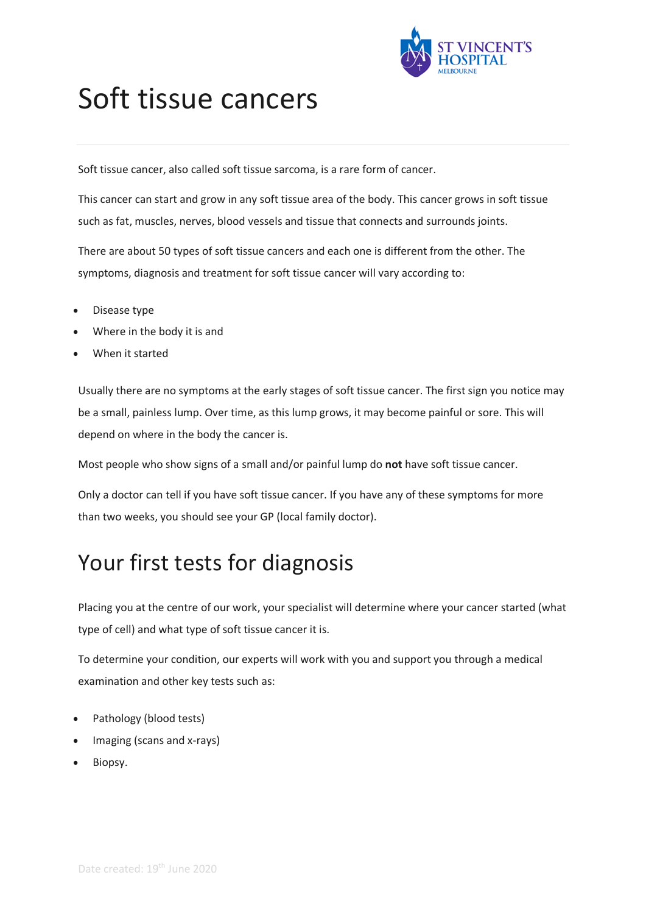# Soft tissue cancers

Soft tissue cancer, also called soft tissue sarcoma, is a rare form of cancer.

This cancer can start and grow in any soft tissue area of the body. This cancer grows in soft tissue such as fat, muscles, nerves, blood vessels and tissue that connects and surrounds joints.

There are about 50 types of soft tissue cancers and each one is different from the other. The symptoms, diagnosis and treatment for soft tissue cancer will vary according to:

- Disease type
- Where in the body it is and
- When it started

Usually there are no symptoms at the early stages of soft tissue cancer. The first sign you notice may be a small, painless lump. Over time, as this lump grows, it may become painful or sore. This will depend on where in the body the cancer is.

Most people who show signs of a small and/or painful lump do **not** have soft tissue cancer.

Only a doctor can tell if you have soft tissue cancer. If you have any of these symptoms for more than two weeks, you should see your GP (local family doctor).

# Your first tests for diagnosis

Placing you at the centre of our work, your specialist will determine where your cancer started (what type of cell) and what type of soft tissue cancer it is.

To determine your condition, our experts will work with you and support you through a medical examination and other key tests such as:

- Pathology (blood tests)
- Imaging (scans and x-rays)
- Biopsy.

Date created: 19th June 2020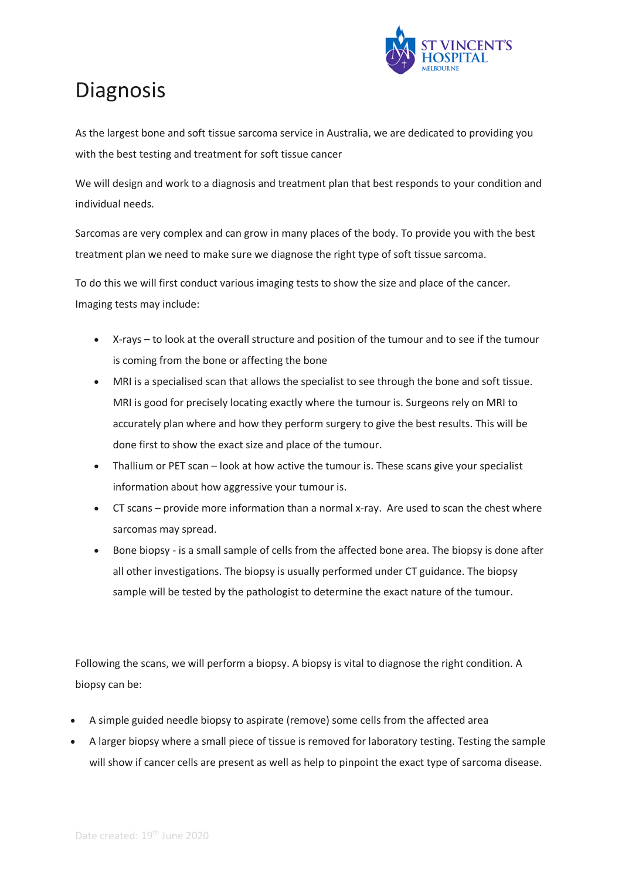# Diagnosis

As the largest bone and soft tissue sarcoma service in Australia, we are dedicated to providing you with the best testing and treatment for soft tissue cancer

We will design and work to a diagnosis and treatment plan that best responds to your condition and individual needs.

Sarcomas are very complex and can grow in many places of the body. To provide you with the best treatment plan we need to make sure we diagnose the right type of soft tissue sarcoma.

To do this we will first conduct various imaging tests to show the size and place of the cancer. Imaging tests may include:

- X-rays – to look at the overall structure and position of the tumour and to see if the tumour is coming from the bone or affecting the bone
- MRI is a specialised scan that allows the specialist to see through the bone and soft tissue. MRI is good for precisely locating exactly where the tumour is. Surgeons rely on MRI to accurately plan where and how they perform surgery to give the best results. This will be done first to show the exact size and place of the tumour.
- Thallium or PET scan – look at how active the tumour is. These scans give your specialist information about how aggressive your tumour is.
- CT scans – provide more information than a normal x-ray. Are used to scan the chest where sarcomas may spread.
- Bone biopsy - is a small sample of cells from the affected bone area. The biopsy is done after all other investigations. The biopsy is usually performed under CT guidance. The biopsy sample will be tested by the pathologist to determine the exact nature of the tumour.

Following the scans, we will perform a biopsy. A biopsy is vital to diagnose the right condition. A biopsy can be:

- A simple guided needle biopsy to aspirate (remove) some cells from the affected area
- A larger biopsy where a small piece of tissue is removed for laboratory testing. Testing the sample will show if cancer cells are present as well as help to pinpoint the exact type of sarcoma disease.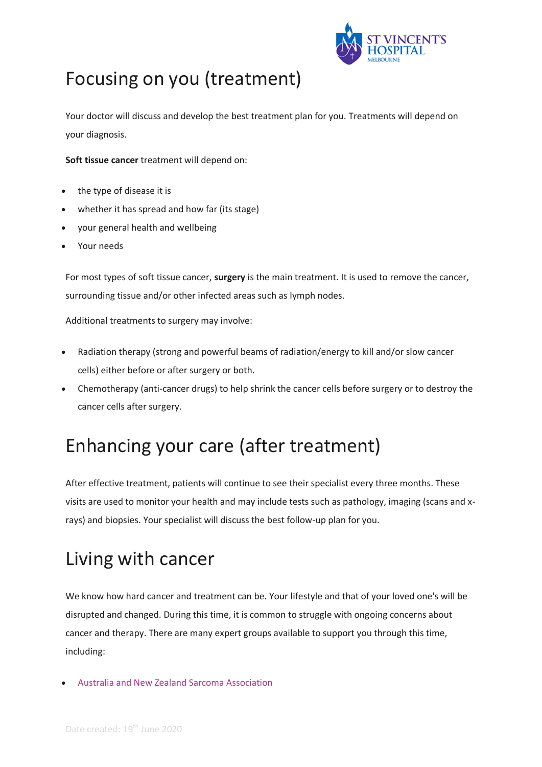# Focusing on you (treatment)

Your doctor will discuss and develop the best treatment plan for you. Treatments will depend on your diagnosis.

**Soft tissue cancer** treatment will depend on:

- the type of disease it is
- whether it has spread and how far (its stage)
- your general health and wellbeing
- Your needs

For most types of soft tissue cancer, **surgery** is the main treatment. It is used to remove the cancer, surrounding tissue and/or other infected areas such as lymph nodes.

Additional treatments to surgery may involve:

- Radiation therapy (strong and powerful beams of radiation/energy to kill and/or slow cancer cells) either before or after surgery or both.
- Chemotherapy (anti-cancer drugs) to help shrink the cancer cells before surgery or to destroy the cancer cells after surgery.

# Enhancing your care (after treatment)

After effective treatment, patients will continue to see their specialist every three months. These visits are used to monitor your health and may include tests such as pathology, imaging (scans and x-rays) and biopsies. Your specialist will discuss the best follow-up plan for you.

# Living with cancer

We know how hard cancer and treatment can be. Your lifestyle and that of your loved one's will be disrupted and changed. During this time, it is common to struggle with ongoing concerns about cancer and therapy. There are many expert groups available to support you through this time, including:

- Australia and New Zealand Sarcoma Association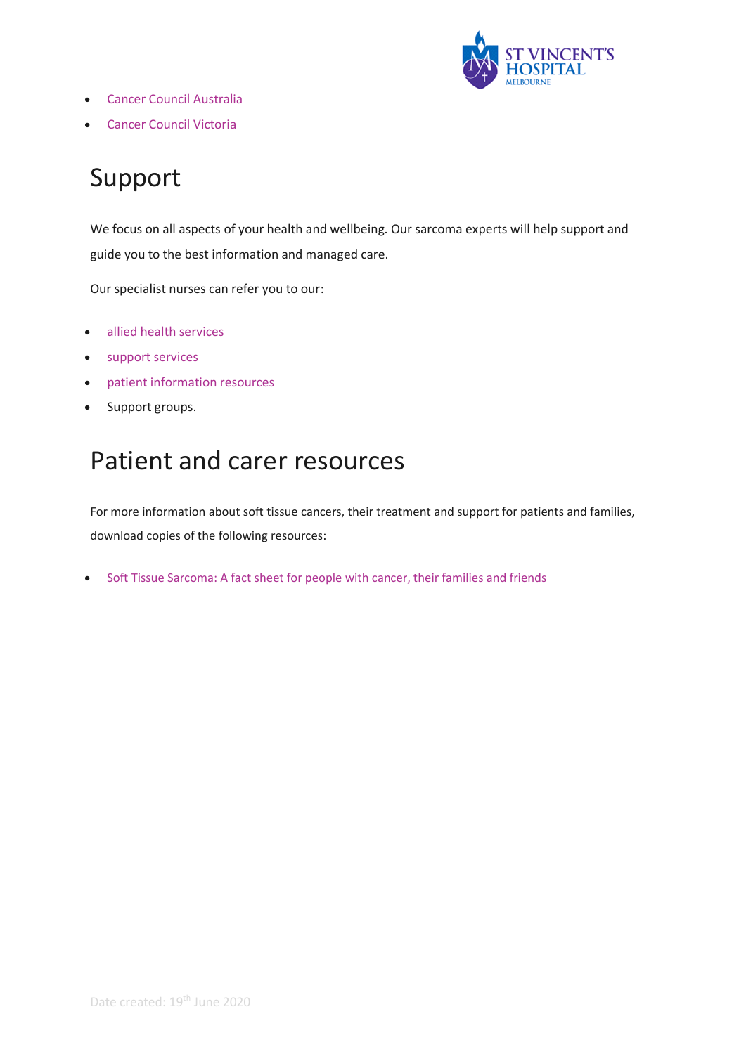- Cancer Council Australia
- Cancer Council Victoria

# Support

We focus on all aspects of your health and wellbeing. Our sarcoma experts will help support and guide you to the best information and managed care.

Our specialist nurses can refer you to our:

- allied health services
- support services
- patient information resources
- Support groups.

# Patient and carer resources

For more information about soft tissue cancers, their treatment and support for patients and families, download copies of the following resources:

- Soft Tissue Sarcoma: A fact sheet for people with cancer, their families and friends

Date created: 19th June 2020